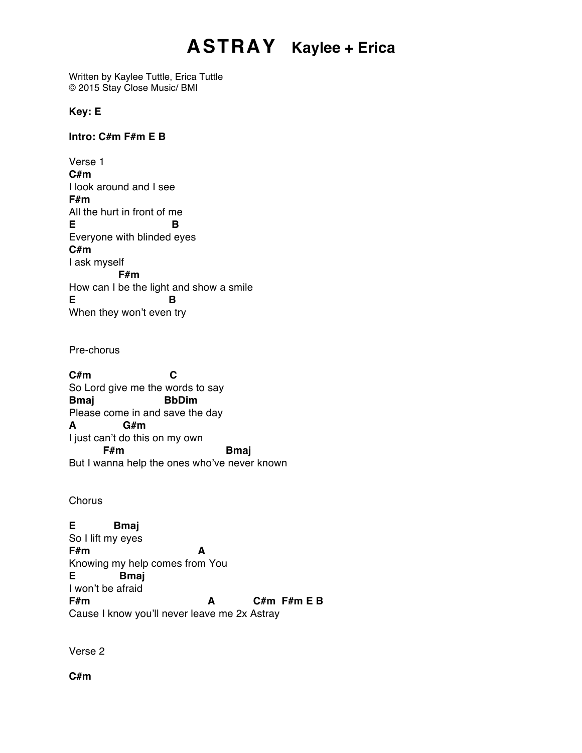# ASTRAY Kaylee + Erica

Written by Kaylee Tuttle, Erica Tuttle
© 2015 Stay Close Music/ BMI

**Key: E**

**Intro: C#m F#m E B**

Verse 1

```
C#m
I look around and I see
F#m
All the hurt in front of me
E                        B
Everyone with blinded eyes
C#m
I ask myself
             F#m
How can I be the light and show a smile
E                         B
When they won't even try
```

Pre-chorus

```
C#m                     C
So Lord give me the words to say
Bmaj                  BbDim
Please come in and save the day
A            G#m
I just can't do this on my own
         F#m                        Bmaj
But I wanna help the ones who've never known
```

Chorus

```
E          Bmaj
So I lift my eyes
F#m                          A
Knowing my help comes from You
E           Bmaj
I won't be afraid
F#m                            A          C#m  F#m E B
Cause I know you'll never leave me 2x Astray
```

Verse 2

```
C#m
```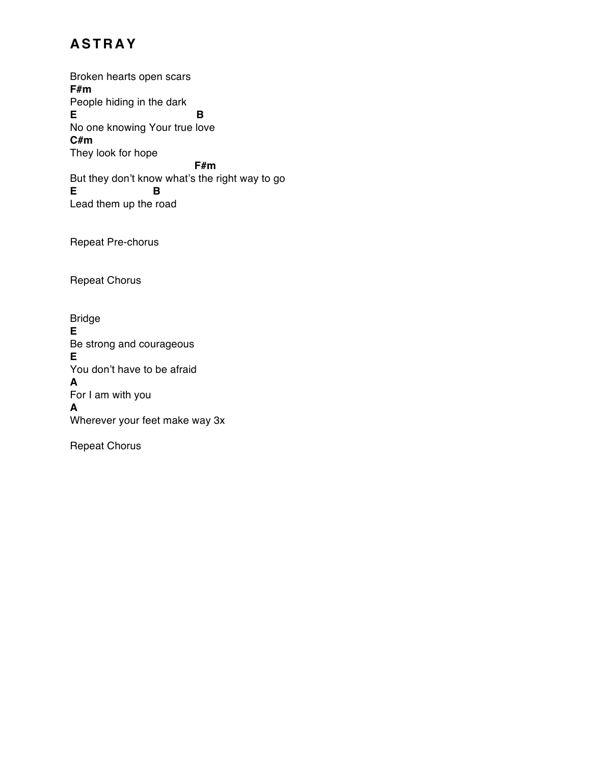# A S T R A Y

Broken hearts open scars
**F#m**
People hiding in the dark
**E** **B**
No one knowing Your true love
**C#m**
They look for hope
**F#m**
But they don't know what's the right way to go
**E** **B**
Lead them up the road

Repeat Pre-chorus

Repeat Chorus

Bridge
**E**
Be strong and courageous
**E**
You don't have to be afraid
**A**
For I am with you
**A**
Wherever your feet make way 3x

Repeat Chorus